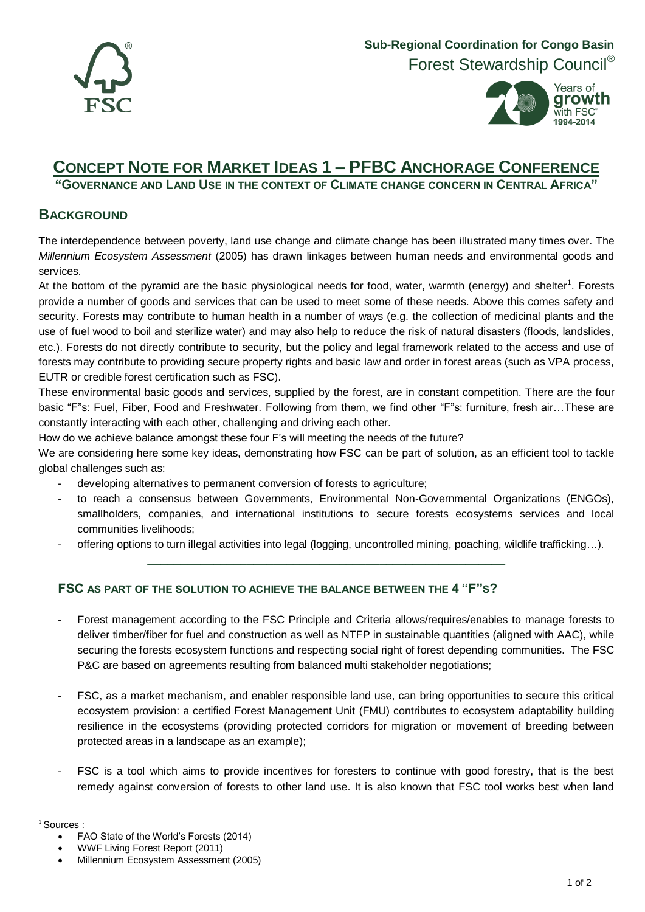Sub-Regional Coordination for Congo Basin
Forest Stewardship Council®

# CONCEPT NOTE FOR MARKET IDEAS 1 – PFBC ANCHORAGE CONFERENCE

**"GOVERNANCE AND LAND USE IN THE CONTEXT OF CLIMATE CHANGE CONCERN IN CENTRAL AFRICA"**

## BACKGROUND

The interdependence between poverty, land use change and climate change has been illustrated many times over. The *Millennium Ecosystem Assessment* (2005) has drawn linkages between human needs and environmental goods and services.

At the bottom of the pyramid are the basic physiological needs for food, water, warmth (energy) and shelter[1]. Forests provide a number of goods and services that can be used to meet some of these needs. Above this comes safety and security. Forests may contribute to human health in a number of ways (e.g. the collection of medicinal plants and the use of fuel wood to boil and sterilize water) and may also help to reduce the risk of natural disasters (floods, landslides, etc.). Forests do not directly contribute to security, but the policy and legal framework related to the access and use of forests may contribute to providing secure property rights and basic law and order in forest areas (such as VPA process, EUTR or credible forest certification such as FSC).

These environmental basic goods and services, supplied by the forest, are in constant competition. There are the four basic "F"s: Fuel, Fiber, Food and Freshwater. Following from them, we find other "F"s: furniture, fresh air…These are constantly interacting with each other, challenging and driving each other.

How do we achieve balance amongst these four F's will meeting the needs of the future?

We are considering here some key ideas, demonstrating how FSC can be part of solution, as an efficient tool to tackle global challenges such as:

- developing alternatives to permanent conversion of forests to agriculture;
- to reach a consensus between Governments, Environmental Non-Governmental Organizations (ENGOs), smallholders, companies, and international institutions to secure forests ecosystems services and local communities livelihoods;
- offering options to turn illegal activities into legal (logging, uncontrolled mining, poaching, wildlife trafficking…).

---

### FSC AS PART OF THE SOLUTION TO ACHIEVE THE BALANCE BETWEEN THE 4 "F"S?

- Forest management according to the FSC Principle and Criteria allows/requires/enables to manage forests to deliver timber/fiber for fuel and construction as well as NTFP in sustainable quantities (aligned with AAC), while securing the forests ecosystem functions and respecting social right of forest depending communities. The FSC P&C are based on agreements resulting from balanced multi stakeholder negotiations;

- FSC, as a market mechanism, and enabler responsible land use, can bring opportunities to secure this critical ecosystem provision: a certified Forest Management Unit (FMU) contributes to ecosystem adaptability building resilience in the ecosystems (providing protected corridors for migration or movement of breeding between protected areas in a landscape as an example);

- FSC is a tool which aims to provide incentives for foresters to continue with good forestry, that is the best remedy against conversion of forests to other land use. It is also known that FSC tool works best when land

---

[1] Sources :

- FAO State of the World's Forests (2014)
- WWF Living Forest Report (2011)
- Millennium Ecosystem Assessment (2005)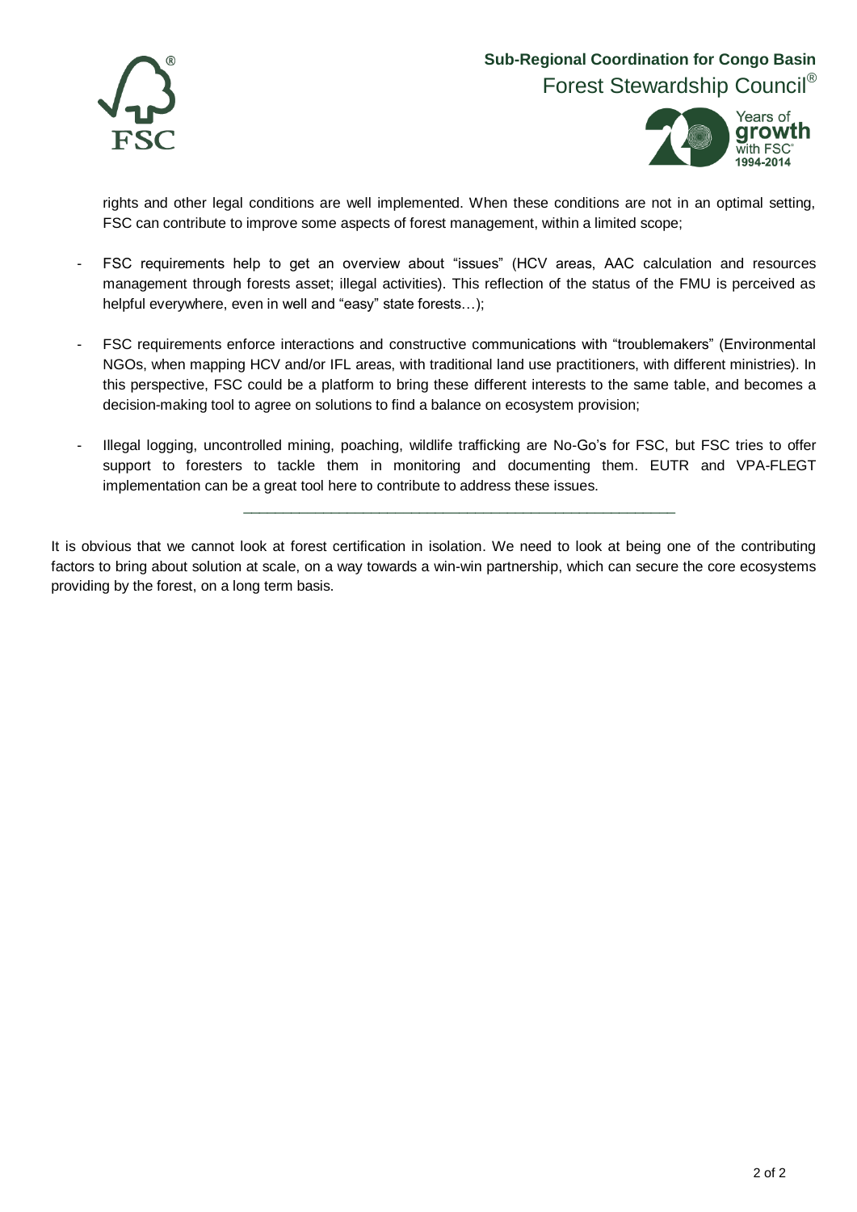rights and other legal conditions are well implemented. When these conditions are not in an optimal setting, FSC can contribute to improve some aspects of forest management, within a limited scope;

- FSC requirements help to get an overview about "issues" (HCV areas, AAC calculation and resources management through forests asset; illegal activities). This reflection of the status of the FMU is perceived as helpful everywhere, even in well and "easy" state forests…);

- FSC requirements enforce interactions and constructive communications with "troublemakers" (Environmental NGOs, when mapping HCV and/or IFL areas, with traditional land use practitioners, with different ministries). In this perspective, FSC could be a platform to bring these different interests to the same table, and becomes a decision-making tool to agree on solutions to find a balance on ecosystem provision;

- Illegal logging, uncontrolled mining, poaching, wildlife trafficking are No-Go's for FSC, but FSC tries to offer support to foresters to tackle them in monitoring and documenting them. EUTR and VPA-FLEGT implementation can be a great tool here to contribute to address these issues.

---

It is obvious that we cannot look at forest certification in isolation. We need to look at being one of the contributing factors to bring about solution at scale, on a way towards a win-win partnership, which can secure the core ecosystems providing by the forest, on a long term basis.